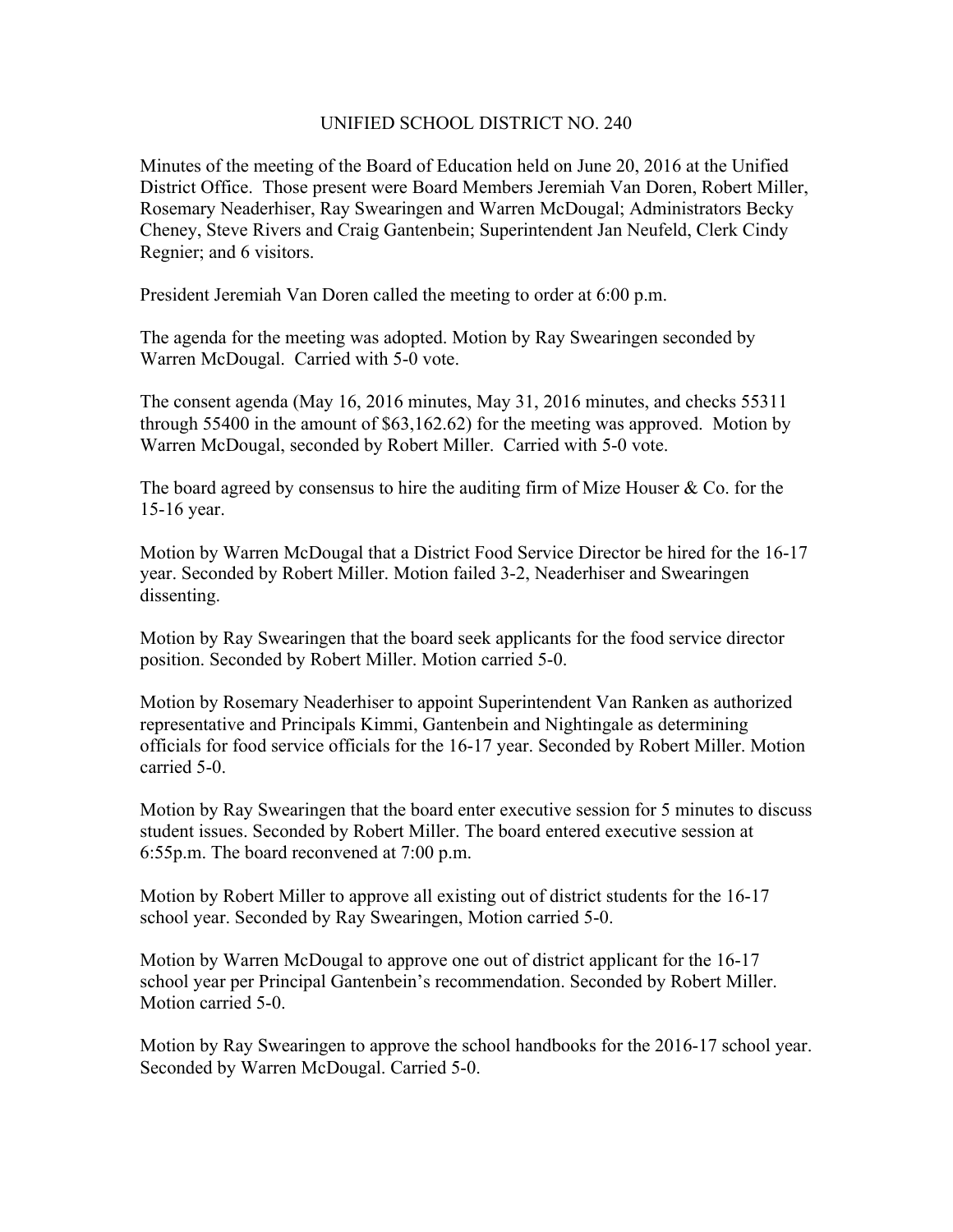# UNIFIED SCHOOL DISTRICT NO. 240

Minutes of the meeting of the Board of Education held on June 20, 2016 at the Unified District Office. Those present were Board Members Jeremiah Van Doren, Robert Miller, Rosemary Neaderhiser, Ray Swearingen and Warren McDougal; Administrators Becky Cheney, Steve Rivers and Craig Gantenbein; Superintendent Jan Neufeld, Clerk Cindy Regnier; and 6 visitors.

President Jeremiah Van Doren called the meeting to order at 6:00 p.m.

The agenda for the meeting was adopted. Motion by Ray Swearingen seconded by Warren McDougal. Carried with 5-0 vote.

The consent agenda (May 16, 2016 minutes, May 31, 2016 minutes, and checks 55311 through 55400 in the amount of $63,162.62) for the meeting was approved. Motion by Warren McDougal, seconded by Robert Miller. Carried with 5-0 vote.

The board agreed by consensus to hire the auditing firm of Mize Houser & Co. for the 15-16 year.

Motion by Warren McDougal that a District Food Service Director be hired for the 16-17 year. Seconded by Robert Miller. Motion failed 3-2, Neaderhiser and Swearingen dissenting.

Motion by Ray Swearingen that the board seek applicants for the food service director position. Seconded by Robert Miller. Motion carried 5-0.

Motion by Rosemary Neaderhiser to appoint Superintendent Van Ranken as authorized representative and Principals Kimmi, Gantenbein and Nightingale as determining officials for food service officials for the 16-17 year. Seconded by Robert Miller. Motion carried 5-0.

Motion by Ray Swearingen that the board enter executive session for 5 minutes to discuss student issues. Seconded by Robert Miller. The board entered executive session at 6:55p.m. The board reconvened at 7:00 p.m.

Motion by Robert Miller to approve all existing out of district students for the 16-17 school year. Seconded by Ray Swearingen, Motion carried 5-0.

Motion by Warren McDougal to approve one out of district applicant for the 16-17 school year per Principal Gantenbein's recommendation. Seconded by Robert Miller. Motion carried 5-0.

Motion by Ray Swearingen to approve the school handbooks for the 2016-17 school year. Seconded by Warren McDougal. Carried 5-0.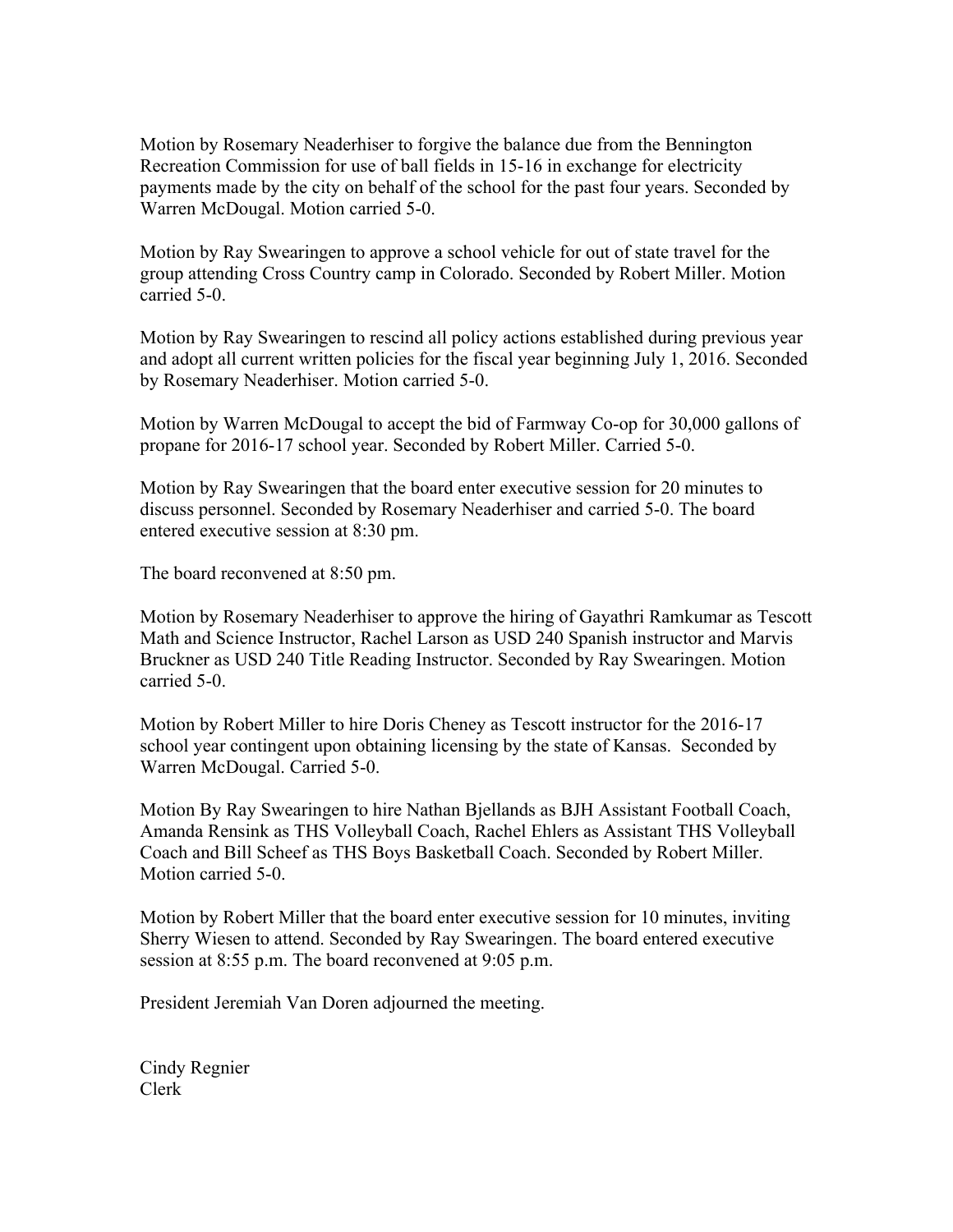Motion by Rosemary Neaderhiser to forgive the balance due from the Bennington Recreation Commission for use of ball fields in 15-16 in exchange for electricity payments made by the city on behalf of the school for the past four years. Seconded by Warren McDougal. Motion carried 5-0.

Motion by Ray Swearingen to approve a school vehicle for out of state travel for the group attending Cross Country camp in Colorado. Seconded by Robert Miller. Motion carried 5-0.

Motion by Ray Swearingen to rescind all policy actions established during previous year and adopt all current written policies for the fiscal year beginning July 1, 2016. Seconded by Rosemary Neaderhiser. Motion carried 5-0.

Motion by Warren McDougal to accept the bid of Farmway Co-op for 30,000 gallons of propane for 2016-17 school year. Seconded by Robert Miller. Carried 5-0.

Motion by Ray Swearingen that the board enter executive session for 20 minutes to discuss personnel. Seconded by Rosemary Neaderhiser and carried 5-0. The board entered executive session at 8:30 pm.

The board reconvened at 8:50 pm.

Motion by Rosemary Neaderhiser to approve the hiring of Gayathri Ramkumar as Tescott Math and Science Instructor, Rachel Larson as USD 240 Spanish instructor and Marvis Bruckner as USD 240 Title Reading Instructor. Seconded by Ray Swearingen. Motion carried 5-0.

Motion by Robert Miller to hire Doris Cheney as Tescott instructor for the 2016-17 school year contingent upon obtaining licensing by the state of Kansas. Seconded by Warren McDougal. Carried 5-0.

Motion By Ray Swearingen to hire Nathan Bjellands as BJH Assistant Football Coach, Amanda Rensink as THS Volleyball Coach, Rachel Ehlers as Assistant THS Volleyball Coach and Bill Scheef as THS Boys Basketball Coach. Seconded by Robert Miller. Motion carried 5-0.

Motion by Robert Miller that the board enter executive session for 10 minutes, inviting Sherry Wiesen to attend. Seconded by Ray Swearingen. The board entered executive session at 8:55 p.m. The board reconvened at 9:05 p.m.

President Jeremiah Van Doren adjourned the meeting.

Cindy Regnier
Clerk